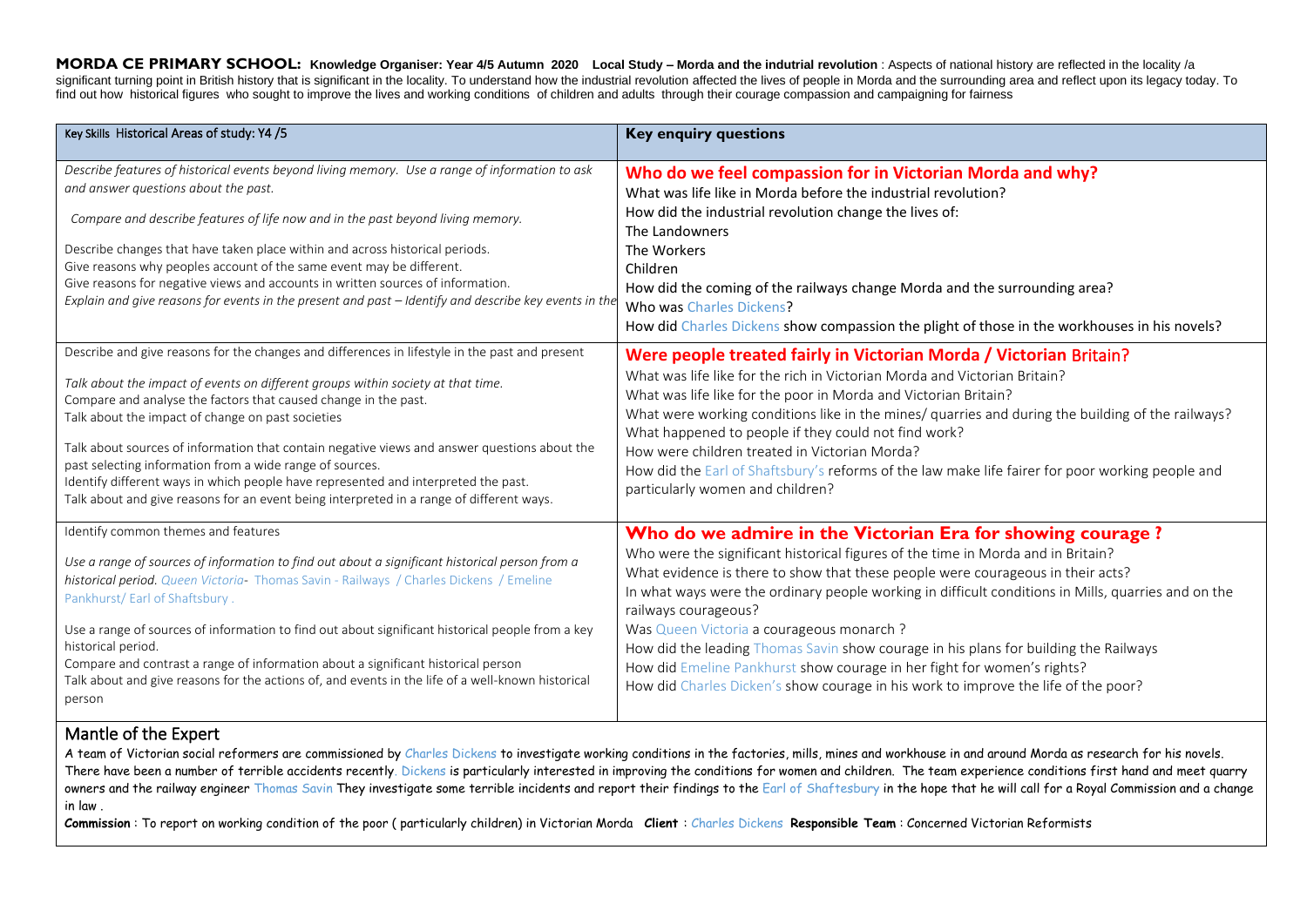**MORDA CE PRIMARY SCHOOL: Knowledge Organiser: Year 4/5 Autumn 2020 Local Study – Morda and the indutrial revolution** : Aspects of national history are reflected in the locality /a significant turning point in British history that is significant in the locality. To understand how the industrial revolution affected the lives of people in Morda and the surrounding area and reflect upon its legacy today. To find out how historical figures who sought to improve the lives and working conditions of children and adults through their courage compassion and campaigning for fairness

| Key Skills Historical Areas of study: Y4 /5 | **Key enquiry questions** |
|---|---|
| *Describe features of historical events beyond living memory. Use a range of information to ask and answer questions about the past.*<br><br>*Compare and describe features of life now and in the past beyond living memory.*<br><br>Describe changes that have taken place within and across historical periods.<br>Give reasons why peoples account of the same event may be different.<br>Give reasons for negative views and accounts in written sources of information.<br>*Explain and give reasons for events in the present and past – Identify and describe key events in the* | **Who do we feel compassion for in Victorian Morda and why?**<br>What was life like in Morda before the industrial revolution?<br>How did the industrial revolution change the lives of:<br>The Landowners<br>The Workers<br>Children<br>How did the coming of the railways change Morda and the surrounding area?<br>Who was Charles Dickens?<br>How did Charles Dickens show compassion the plight of those in the workhouses in his novels? |
| Describe and give reasons for the changes and differences in lifestyle in the past and present<br><br>*Talk about the impact of events on different groups within society at that time.*<br>Compare and analyse the factors that caused change in the past.<br>Talk about the impact of change on past societies<br><br>Talk about sources of information that contain negative views and answer questions about the past selecting information from a wide range of sources.<br>Identify different ways in which people have represented and interpreted the past.<br>Talk about and give reasons for an event being interpreted in a range of different ways. | **Were people treated fairly in Victorian Morda / Victorian Britain?**<br>What was life like for the rich in Victorian Morda and Victorian Britain?<br>What was life like for the poor in Morda and Victorian Britain?<br>What were working conditions like in the mines/ quarries and during the building of the railways?<br>What happened to people if they could not find work?<br>How were children treated in Victorian Morda?<br>How did the Earl of Shaftsbury's reforms of the law make life fairer for poor working people and particularly women and children? |
| Identify common themes and features<br><br>*Use a range of sources of information to find out about a significant historical person from a historical period. Queen Victoria- Thomas Savin - Railways / Charles Dickens / Emeline Pankhurst/ Earl of Shaftsbury .*<br><br>Use a range of sources of information to find out about significant historical people from a key historical period.<br>Compare and contrast a range of information about a significant historical person<br>Talk about and give reasons for the actions of, and events in the life of a well-known historical person | **Who do we admire in the Victorian Era for showing courage ?**<br>Who were the significant historical figures of the time in Morda and in Britain?<br>What evidence is there to show that these people were courageous in their acts?<br>In what ways were the ordinary people working in difficult conditions in Mills, quarries and on the railways courageous?<br>Was Queen Victoria a courageous monarch ?<br>How did the leading Thomas Savin show courage in his plans for building the Railways<br>How did Emeline Pankhurst show courage in her fight for women's rights?<br>How did Charles Dicken's show courage in his work to improve the life of the poor? |

## Mantle of the Expert

A team of Victorian social reformers are commissioned by Charles Dickens to investigate working conditions in the factories, mills, mines and workhouse in and around Morda as research for his novels. There have been a number of terrible accidents recently. Dickens is particularly interested in improving the conditions for women and children. The team experience conditions first hand and meet quarry owners and the railway engineer Thomas Savin They investigate some terrible incidents and report their findings to the Earl of Shaftesbury in the hope that he will call for a Royal Commission and a change in law .

**Commission** : To report on working condition of the poor ( particularly children) in Victorian Morda **Client** : Charles Dickens **Responsible Team** : Concerned Victorian Reformists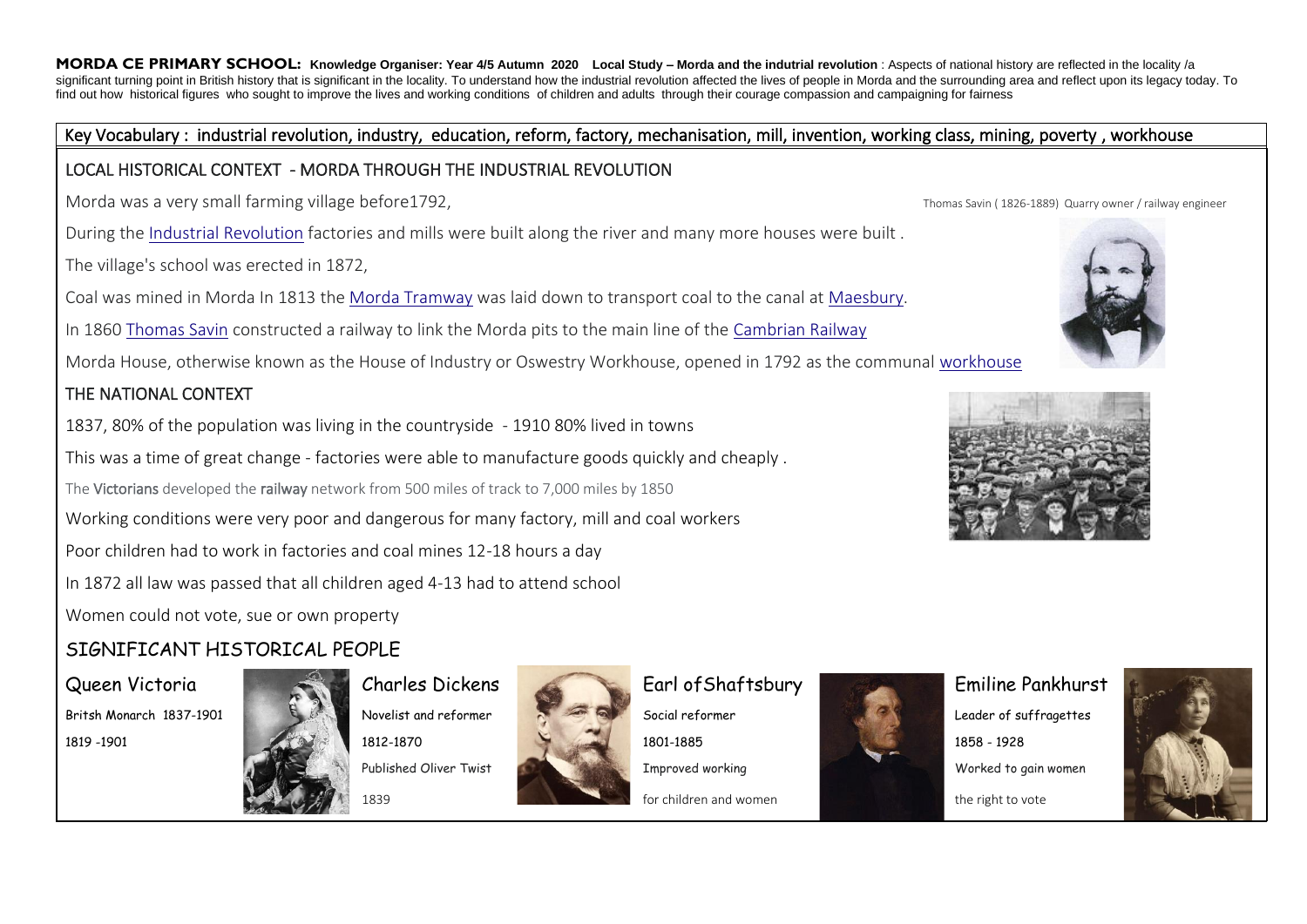**MORDA CE PRIMARY SCHOOL: Knowledge Organiser: Year 4/5 Autumn 2020 Local Study – Morda and the indutrial revolution** : Aspects of national history are reflected in the locality /a significant turning point in British history that is significant in the locality. To understand how the industrial revolution affected the lives of people in Morda and the surrounding area and reflect upon its legacy today. To find out how historical figures who sought to improve the lives and working conditions of children and adults through their courage compassion and campaigning for fairness

**Key Vocabulary : industrial revolution, industry, education, reform, factory, mechanisation, mill, invention, working class, mining, poverty , workhouse**

## LOCAL HISTORICAL CONTEXT - MORDA THROUGH THE INDUSTRIAL REVOLUTION

Morda was a very small farming village before1792,

During the Industrial Revolution factories and mills were built along the river and many more houses were built .

The village's school was erected in 1872,

Coal was mined in Morda In 1813 the Morda Tramway was laid down to transport coal to the canal at Maesbury.

In 1860 Thomas Savin constructed a railway to link the Morda pits to the main line of the Cambrian Railway

Morda House, otherwise known as the House of Industry or Oswestry Workhouse, opened in 1792 as the communal workhouse

Thomas Savin ( 1826-1889) Quarry owner / railway engineer

## THE NATIONAL CONTEXT

1837, 80% of the population was living in the countryside - 1910 80% lived in towns

This was a time of great change - factories were able to manufacture goods quickly and cheaply .

The **Victorians** developed the **railway** network from 500 miles of track to 7,000 miles by 1850

Working conditions were very poor and dangerous for many factory, mill and coal workers

Poor children had to work in factories and coal mines 12-18 hours a day

In 1872 all law was passed that all children aged 4-13 had to attend school

Women could not vote, sue or own property

## SIGNIFICANT HISTORICAL PEOPLE

**Queen Victoria**

Britsh Monarch 1837-1901

1819 -1901

**Charles Dickens**

Novelist and reformer

1812-1870

Published Oliver Twist

1839

**Earl ofShaftsbury**

Social reformer

1801-1885

Improved working

for children and women

**Emiline Pankhurst**

Leader of suffragettes

1858 - 1928

Worked to gain women

the right to vote